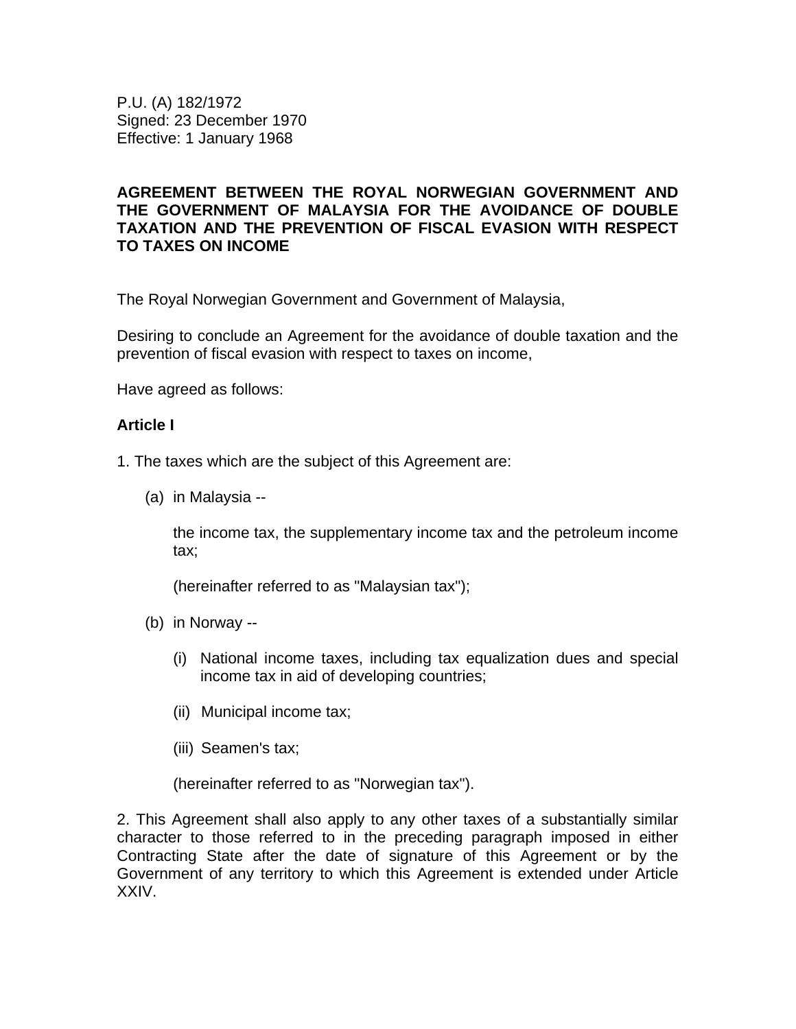P.U. (A) 182/1972
Signed: 23 December 1970
Effective: 1 January 1968

**AGREEMENT BETWEEN THE ROYAL NORWEGIAN GOVERNMENT AND THE GOVERNMENT OF MALAYSIA FOR THE AVOIDANCE OF DOUBLE TAXATION AND THE PREVENTION OF FISCAL EVASION WITH RESPECT TO TAXES ON INCOME**

The Royal Norwegian Government and Government of Malaysia,

Desiring to conclude an Agreement for the avoidance of double taxation and the prevention of fiscal evasion with respect to taxes on income,

Have agreed as follows:

**Article I**

1. The taxes which are the subject of this Agreement are:

(a) in Malaysia --

the income tax, the supplementary income tax and the petroleum income tax;

(hereinafter referred to as "Malaysian tax");

(b) in Norway --

(i) National income taxes, including tax equalization dues and special income tax in aid of developing countries;

(ii) Municipal income tax;

(iii) Seamen's tax;

(hereinafter referred to as "Norwegian tax").

2. This Agreement shall also apply to any other taxes of a substantially similar character to those referred to in the preceding paragraph imposed in either Contracting State after the date of signature of this Agreement or by the Government of any territory to which this Agreement is extended under Article XXIV.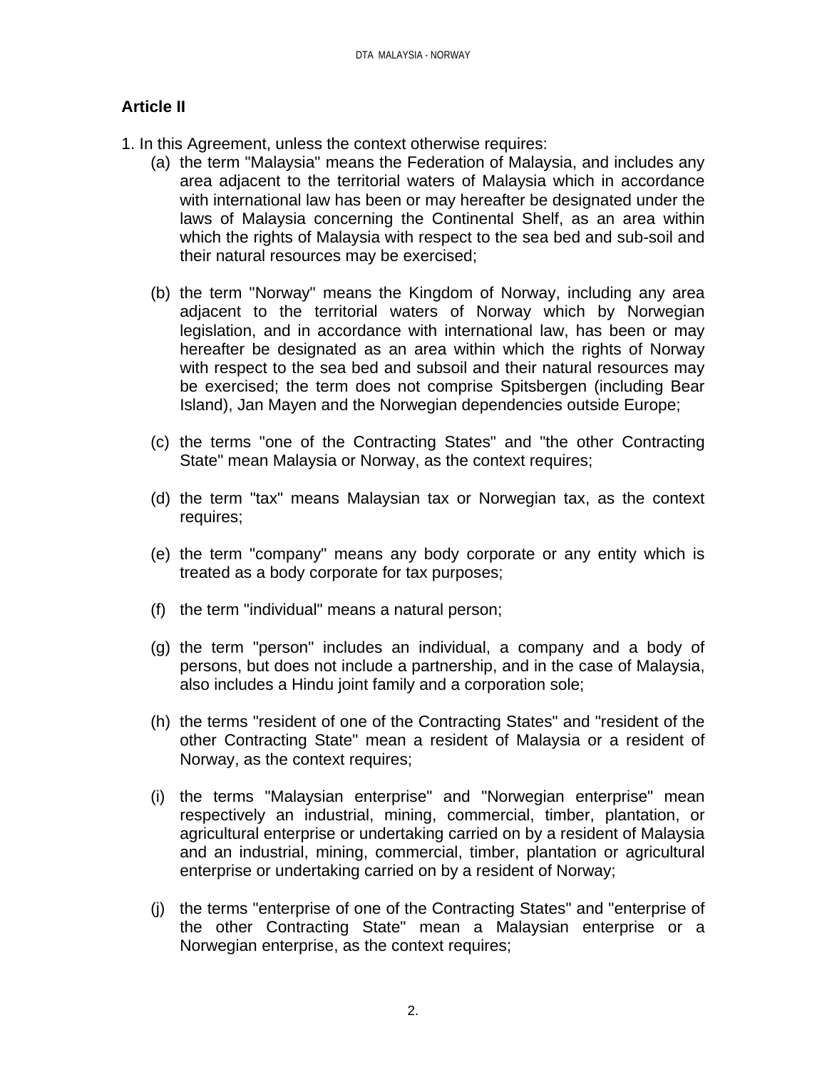## Article II

1. In this Agreement, unless the context otherwise requires:

   (a) the term "Malaysia" means the Federation of Malaysia, and includes any area adjacent to the territorial waters of Malaysia which in accordance with international law has been or may hereafter be designated under the laws of Malaysia concerning the Continental Shelf, as an area within which the rights of Malaysia with respect to the sea bed and sub-soil and their natural resources may be exercised;

   (b) the term "Norway" means the Kingdom of Norway, including any area adjacent to the territorial waters of Norway which by Norwegian legislation, and in accordance with international law, has been or may hereafter be designated as an area within which the rights of Norway with respect to the sea bed and subsoil and their natural resources may be exercised; the term does not comprise Spitsbergen (including Bear Island), Jan Mayen and the Norwegian dependencies outside Europe;

   (c) the terms "one of the Contracting States" and "the other Contracting State" mean Malaysia or Norway, as the context requires;

   (d) the term "tax" means Malaysian tax or Norwegian tax, as the context requires;

   (e) the term "company" means any body corporate or any entity which is treated as a body corporate for tax purposes;

   (f) the term "individual" means a natural person;

   (g) the term "person" includes an individual, a company and a body of persons, but does not include a partnership, and in the case of Malaysia, also includes a Hindu joint family and a corporation sole;

   (h) the terms "resident of one of the Contracting States" and "resident of the other Contracting State" mean a resident of Malaysia or a resident of Norway, as the context requires;

   (i) the terms "Malaysian enterprise" and "Norwegian enterprise" mean respectively an industrial, mining, commercial, timber, plantation, or agricultural enterprise or undertaking carried on by a resident of Malaysia and an industrial, mining, commercial, timber, plantation or agricultural enterprise or undertaking carried on by a resident of Norway;

   (j) the terms "enterprise of one of the Contracting States" and "enterprise of the other Contracting State" mean a Malaysian enterprise or a Norwegian enterprise, as the context requires;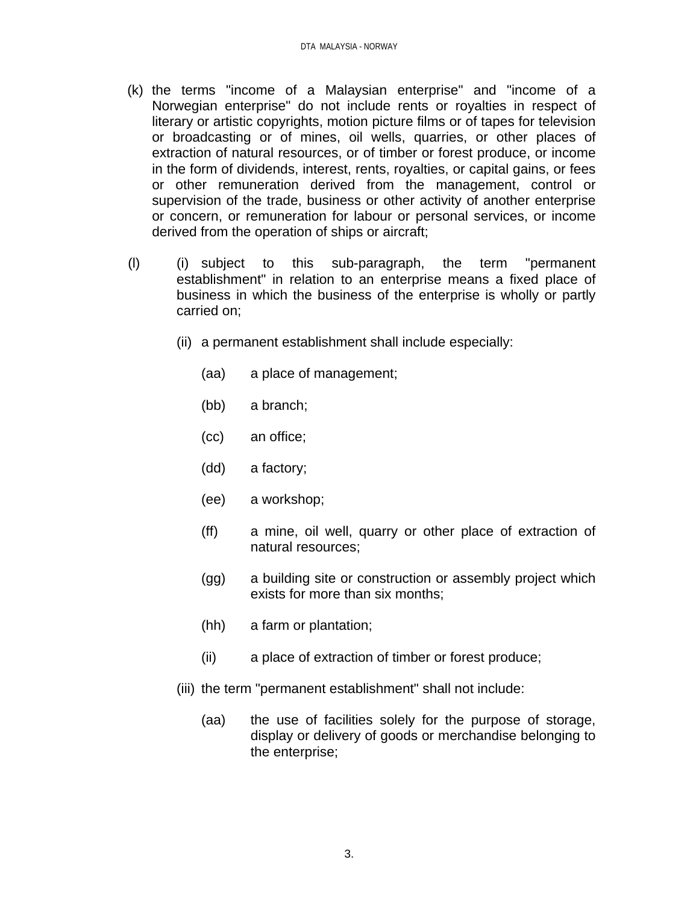(k) the terms "income of a Malaysian enterprise" and "income of a Norwegian enterprise" do not include rents or royalties in respect of literary or artistic copyrights, motion picture films or of tapes for television or broadcasting or of mines, oil wells, quarries, or other places of extraction of natural resources, or of timber or forest produce, or income in the form of dividends, interest, rents, royalties, or capital gains, or fees or other remuneration derived from the management, control or supervision of the trade, business or other activity of another enterprise or concern, or remuneration for labour or personal services, or income derived from the operation of ships or aircraft;

(l) (i) subject to this sub-paragraph, the term "permanent establishment" in relation to an enterprise means a fixed place of business in which the business of the enterprise is wholly or partly carried on;

(ii) a permanent establishment shall include especially:

(aa) a place of management;

(bb) a branch;

(cc) an office;

(dd) a factory;

(ee) a workshop;

(ff) a mine, oil well, quarry or other place of extraction of natural resources;

(gg) a building site or construction or assembly project which exists for more than six months;

(hh) a farm or plantation;

(ii) a place of extraction of timber or forest produce;

(iii) the term "permanent establishment" shall not include:

(aa) the use of facilities solely for the purpose of storage, display or delivery of goods or merchandise belonging to the enterprise;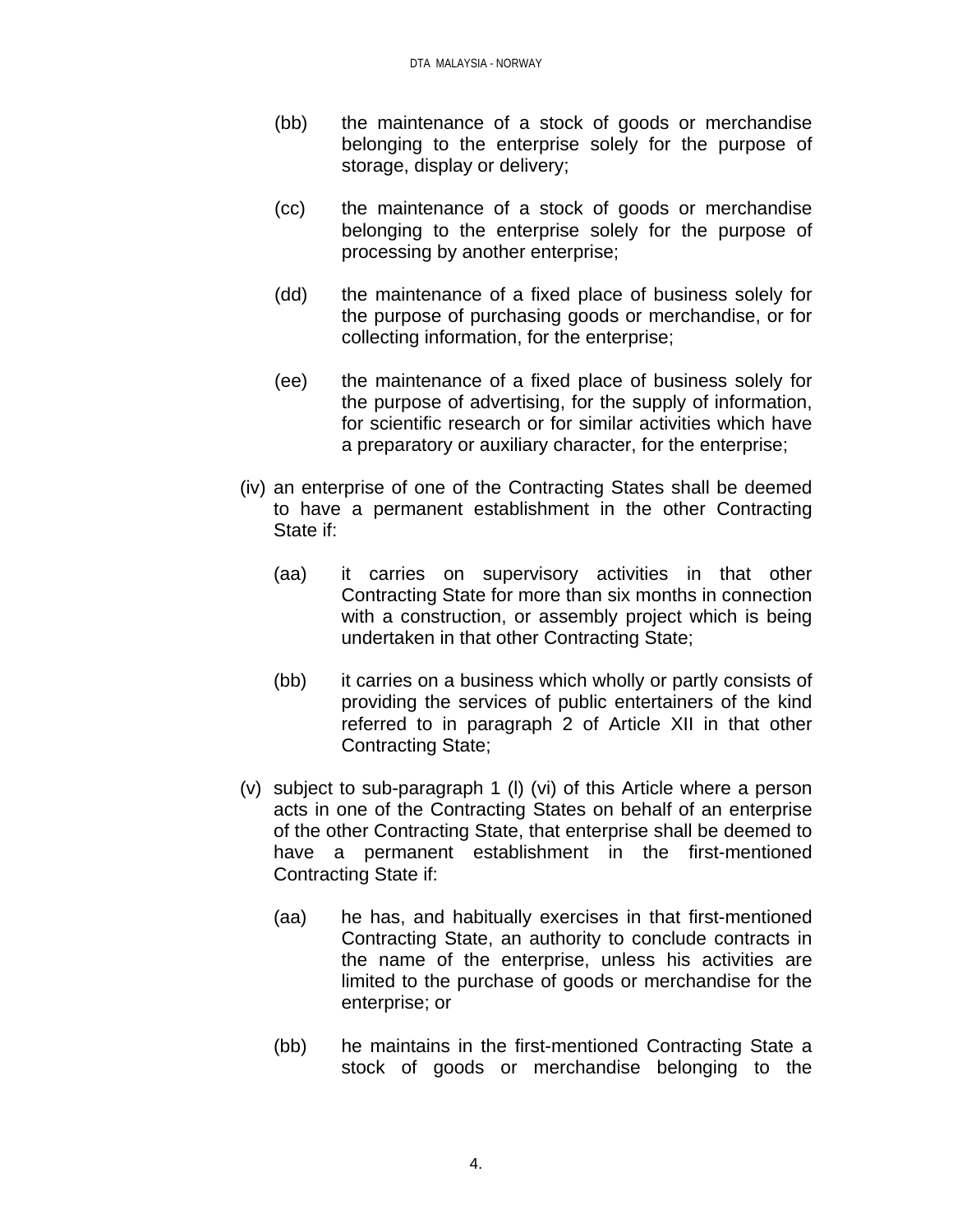(bb) the maintenance of a stock of goods or merchandise belonging to the enterprise solely for the purpose of storage, display or delivery;

(cc) the maintenance of a stock of goods or merchandise belonging to the enterprise solely for the purpose of processing by another enterprise;

(dd) the maintenance of a fixed place of business solely for the purpose of purchasing goods or merchandise, or for collecting information, for the enterprise;

(ee) the maintenance of a fixed place of business solely for the purpose of advertising, for the supply of information, for scientific research or for similar activities which have a preparatory or auxiliary character, for the enterprise;

(iv) an enterprise of one of the Contracting States shall be deemed to have a permanent establishment in the other Contracting State if:

(aa) it carries on supervisory activities in that other Contracting State for more than six months in connection with a construction, or assembly project which is being undertaken in that other Contracting State;

(bb) it carries on a business which wholly or partly consists of providing the services of public entertainers of the kind referred to in paragraph 2 of Article XII in that other Contracting State;

(v) subject to sub-paragraph 1 (l) (vi) of this Article where a person acts in one of the Contracting States on behalf of an enterprise of the other Contracting State, that enterprise shall be deemed to have a permanent establishment in the first-mentioned Contracting State if:

(aa) he has, and habitually exercises in that first-mentioned Contracting State, an authority to conclude contracts in the name of the enterprise, unless his activities are limited to the purchase of goods or merchandise for the enterprise; or

(bb) he maintains in the first-mentioned Contracting State a stock of goods or merchandise belonging to the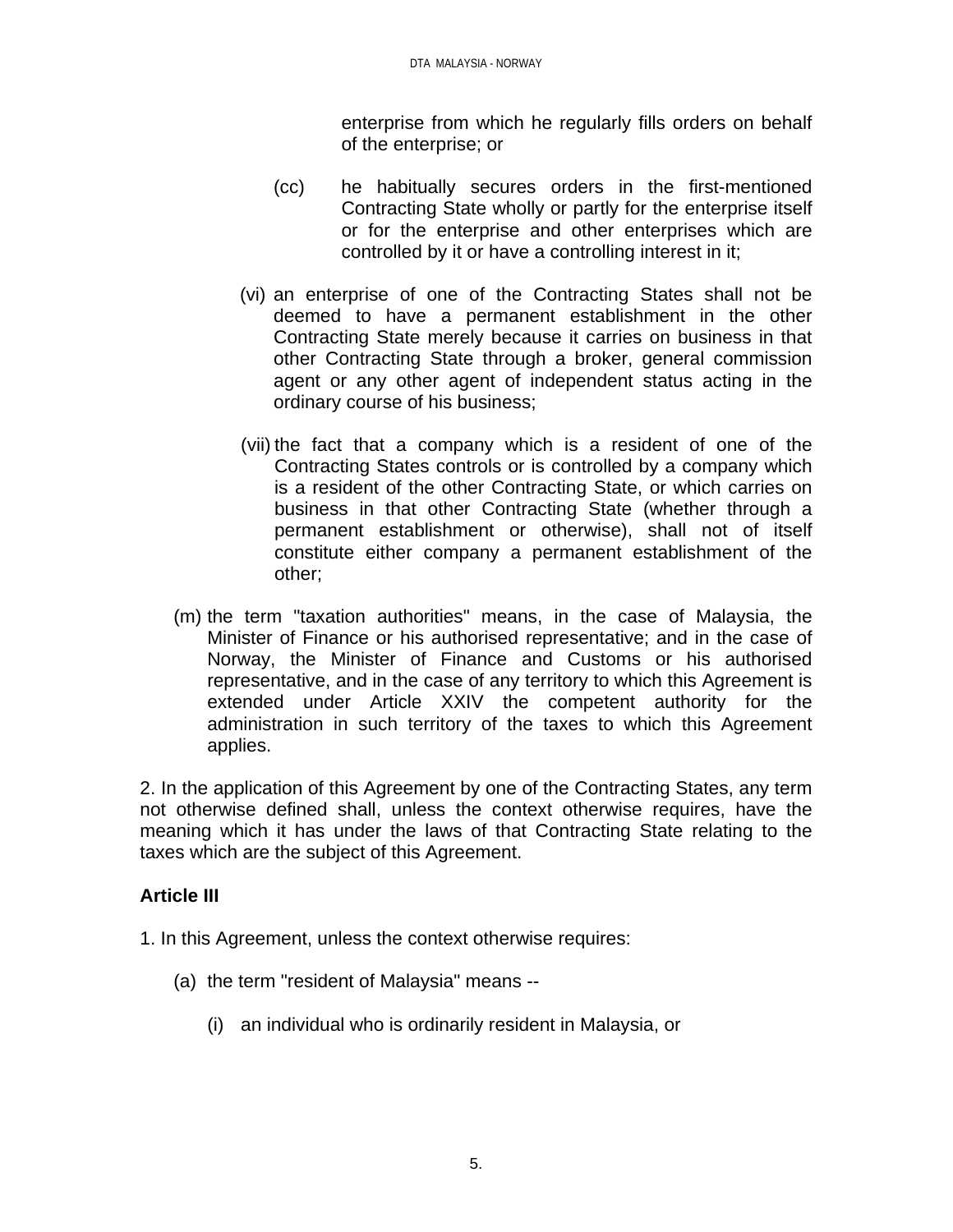enterprise from which he regularly fills orders on behalf of the enterprise; or

(cc) he habitually secures orders in the first-mentioned Contracting State wholly or partly for the enterprise itself or for the enterprise and other enterprises which are controlled by it or have a controlling interest in it;

(vi) an enterprise of one of the Contracting States shall not be deemed to have a permanent establishment in the other Contracting State merely because it carries on business in that other Contracting State through a broker, general commission agent or any other agent of independent status acting in the ordinary course of his business;

(vii) the fact that a company which is a resident of one of the Contracting States controls or is controlled by a company which is a resident of the other Contracting State, or which carries on business in that other Contracting State (whether through a permanent establishment or otherwise), shall not of itself constitute either company a permanent establishment of the other;

(m) the term "taxation authorities" means, in the case of Malaysia, the Minister of Finance or his authorised representative; and in the case of Norway, the Minister of Finance and Customs or his authorised representative, and in the case of any territory to which this Agreement is extended under Article XXIV the competent authority for the administration in such territory of the taxes to which this Agreement applies.

2. In the application of this Agreement by one of the Contracting States, any term not otherwise defined shall, unless the context otherwise requires, have the meaning which it has under the laws of that Contracting State relating to the taxes which are the subject of this Agreement.

**Article III**

1. In this Agreement, unless the context otherwise requires:

(a) the term "resident of Malaysia" means --

(i) an individual who is ordinarily resident in Malaysia, or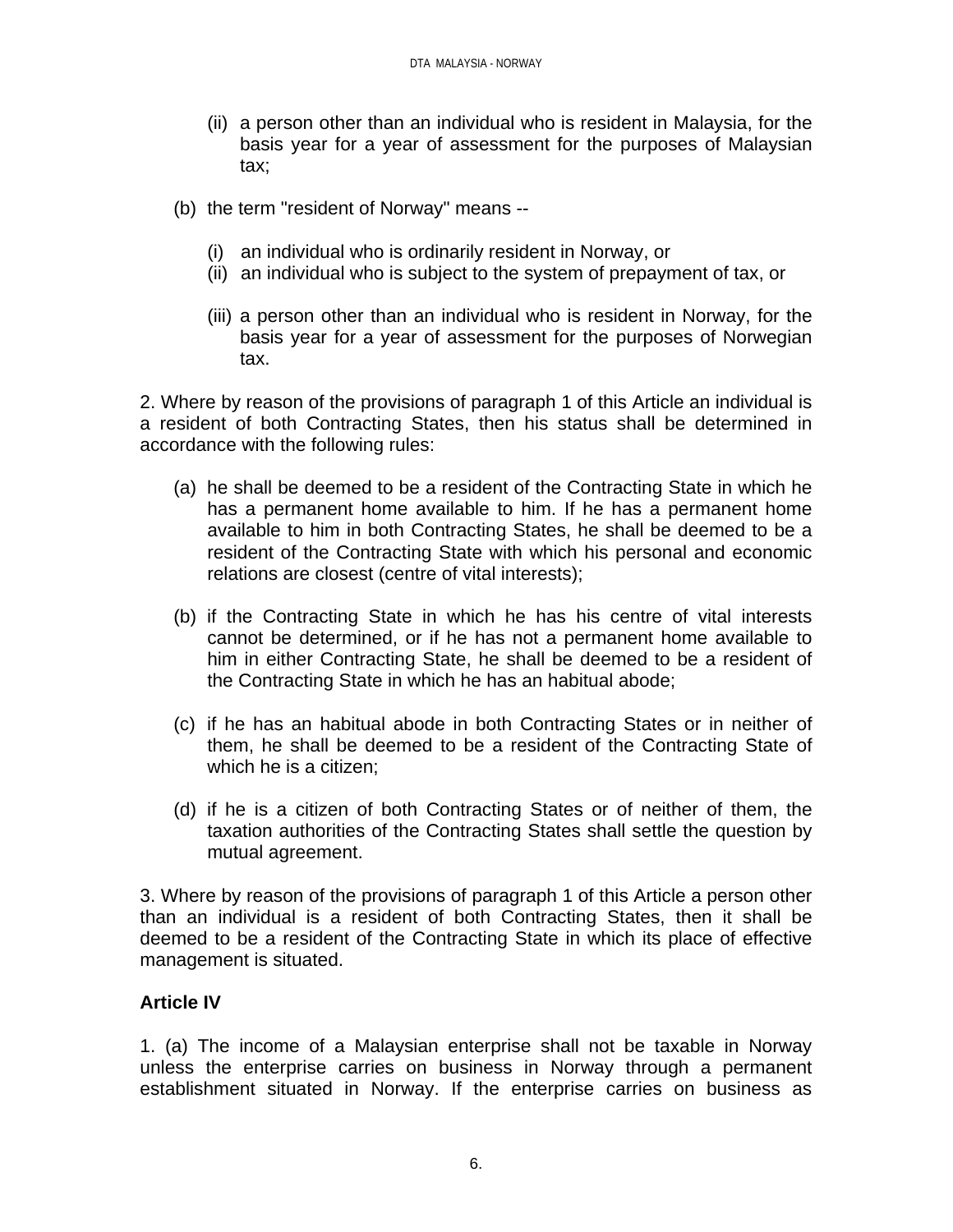(ii) a person other than an individual who is resident in Malaysia, for the basis year for a year of assessment for the purposes of Malaysian tax;

(b) the term "resident of Norway" means --

(i) an individual who is ordinarily resident in Norway, or
(ii) an individual who is subject to the system of prepayment of tax, or

(iii) a person other than an individual who is resident in Norway, for the basis year for a year of assessment for the purposes of Norwegian tax.

2. Where by reason of the provisions of paragraph 1 of this Article an individual is a resident of both Contracting States, then his status shall be determined in accordance with the following rules:

(a) he shall be deemed to be a resident of the Contracting State in which he has a permanent home available to him. If he has a permanent home available to him in both Contracting States, he shall be deemed to be a resident of the Contracting State with which his personal and economic relations are closest (centre of vital interests);

(b) if the Contracting State in which he has his centre of vital interests cannot be determined, or if he has not a permanent home available to him in either Contracting State, he shall be deemed to be a resident of the Contracting State in which he has an habitual abode;

(c) if he has an habitual abode in both Contracting States or in neither of them, he shall be deemed to be a resident of the Contracting State of which he is a citizen;

(d) if he is a citizen of both Contracting States or of neither of them, the taxation authorities of the Contracting States shall settle the question by mutual agreement.

3. Where by reason of the provisions of paragraph 1 of this Article a person other than an individual is a resident of both Contracting States, then it shall be deemed to be a resident of the Contracting State in which its place of effective management is situated.

**Article IV**

1. (a) The income of a Malaysian enterprise shall not be taxable in Norway unless the enterprise carries on business in Norway through a permanent establishment situated in Norway. If the enterprise carries on business as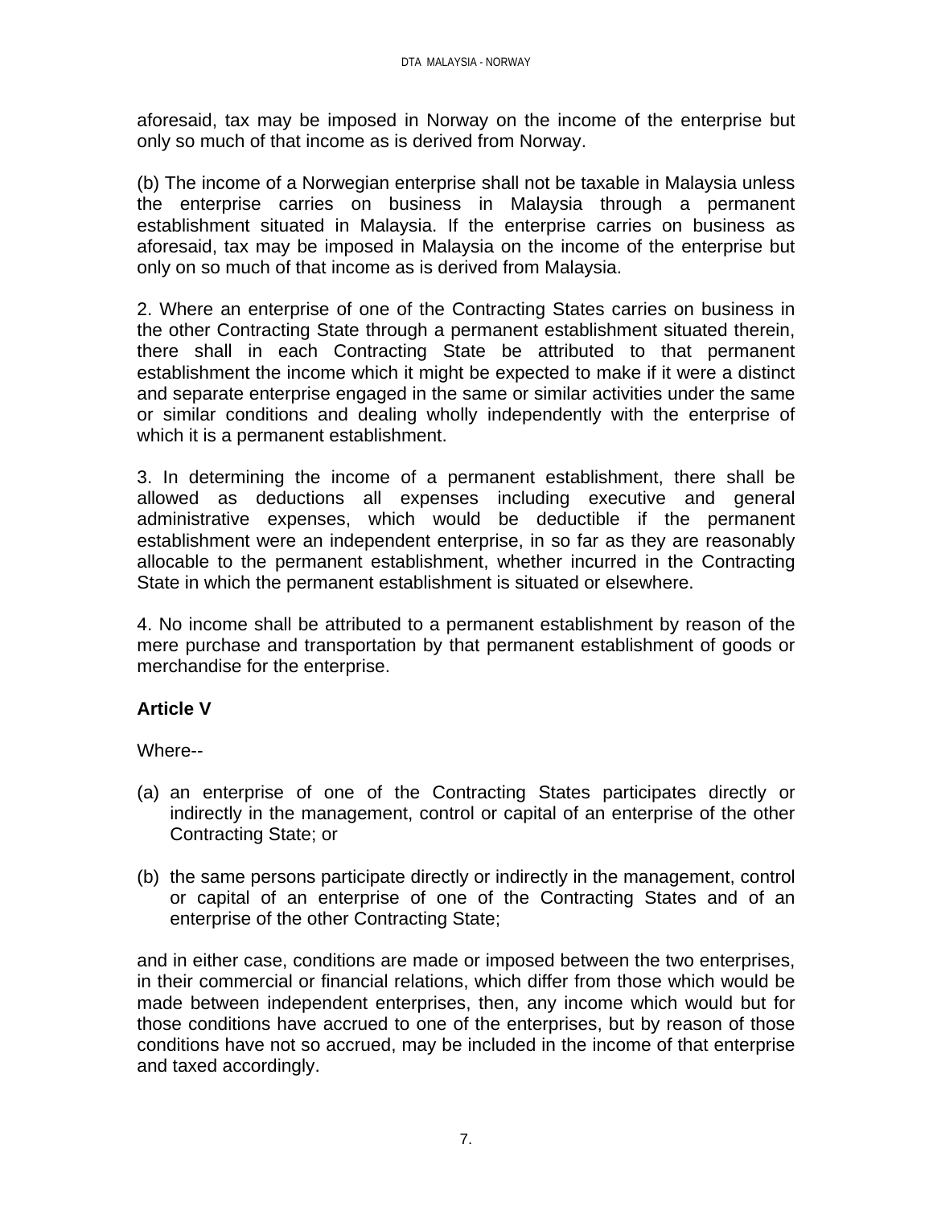aforesaid, tax may be imposed in Norway on the income of the enterprise but only so much of that income as is derived from Norway.

(b) The income of a Norwegian enterprise shall not be taxable in Malaysia unless the enterprise carries on business in Malaysia through a permanent establishment situated in Malaysia. If the enterprise carries on business as aforesaid, tax may be imposed in Malaysia on the income of the enterprise but only on so much of that income as is derived from Malaysia.

2. Where an enterprise of one of the Contracting States carries on business in the other Contracting State through a permanent establishment situated therein, there shall in each Contracting State be attributed to that permanent establishment the income which it might be expected to make if it were a distinct and separate enterprise engaged in the same or similar activities under the same or similar conditions and dealing wholly independently with the enterprise of which it is a permanent establishment.

3. In determining the income of a permanent establishment, there shall be allowed as deductions all expenses including executive and general administrative expenses, which would be deductible if the permanent establishment were an independent enterprise, in so far as they are reasonably allocable to the permanent establishment, whether incurred in the Contracting State in which the permanent establishment is situated or elsewhere.

4. No income shall be attributed to a permanent establishment by reason of the mere purchase and transportation by that permanent establishment of goods or merchandise for the enterprise.

**Article V**

Where--

(a) an enterprise of one of the Contracting States participates directly or indirectly in the management, control or capital of an enterprise of the other Contracting State; or

(b) the same persons participate directly or indirectly in the management, control or capital of an enterprise of one of the Contracting States and of an enterprise of the other Contracting State;

and in either case, conditions are made or imposed between the two enterprises, in their commercial or financial relations, which differ from those which would be made between independent enterprises, then, any income which would but for those conditions have accrued to one of the enterprises, but by reason of those conditions have not so accrued, may be included in the income of that enterprise and taxed accordingly.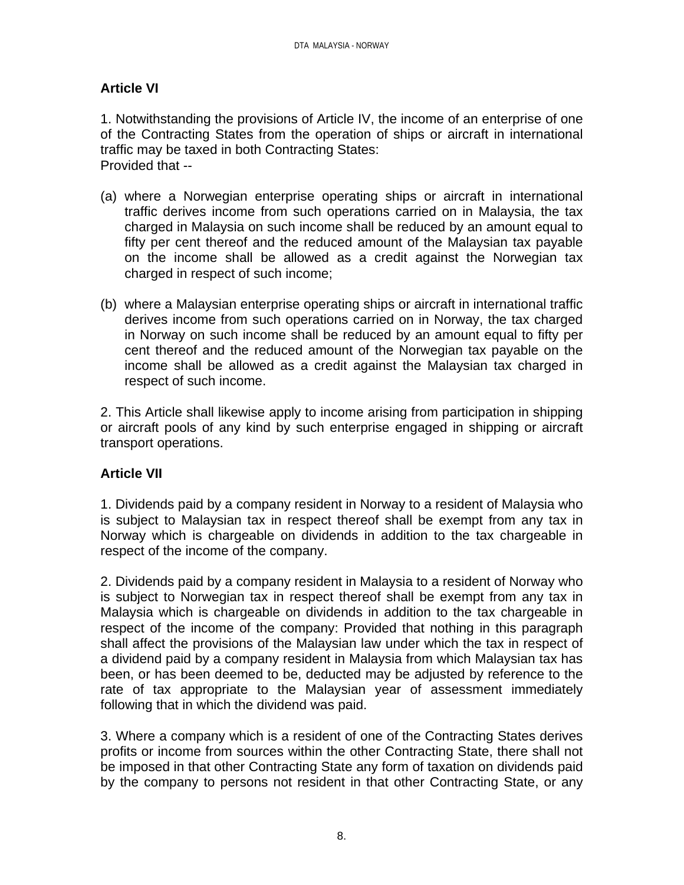## Article VI

1. Notwithstanding the provisions of Article IV, the income of an enterprise of one of the Contracting States from the operation of ships or aircraft in international traffic may be taxed in both Contracting States:
Provided that --

(a) where a Norwegian enterprise operating ships or aircraft in international traffic derives income from such operations carried on in Malaysia, the tax charged in Malaysia on such income shall be reduced by an amount equal to fifty per cent thereof and the reduced amount of the Malaysian tax payable on the income shall be allowed as a credit against the Norwegian tax charged in respect of such income;

(b) where a Malaysian enterprise operating ships or aircraft in international traffic derives income from such operations carried on in Norway, the tax charged in Norway on such income shall be reduced by an amount equal to fifty per cent thereof and the reduced amount of the Norwegian tax payable on the income shall be allowed as a credit against the Malaysian tax charged in respect of such income.

2. This Article shall likewise apply to income arising from participation in shipping or aircraft pools of any kind by such enterprise engaged in shipping or aircraft transport operations.

## Article VII

1. Dividends paid by a company resident in Norway to a resident of Malaysia who is subject to Malaysian tax in respect thereof shall be exempt from any tax in Norway which is chargeable on dividends in addition to the tax chargeable in respect of the income of the company.

2. Dividends paid by a company resident in Malaysia to a resident of Norway who is subject to Norwegian tax in respect thereof shall be exempt from any tax in Malaysia which is chargeable on dividends in addition to the tax chargeable in respect of the income of the company: Provided that nothing in this paragraph shall affect the provisions of the Malaysian law under which the tax in respect of a dividend paid by a company resident in Malaysia from which Malaysian tax has been, or has been deemed to be, deducted may be adjusted by reference to the rate of tax appropriate to the Malaysian year of assessment immediately following that in which the dividend was paid.

3. Where a company which is a resident of one of the Contracting States derives profits or income from sources within the other Contracting State, there shall not be imposed in that other Contracting State any form of taxation on dividends paid by the company to persons not resident in that other Contracting State, or any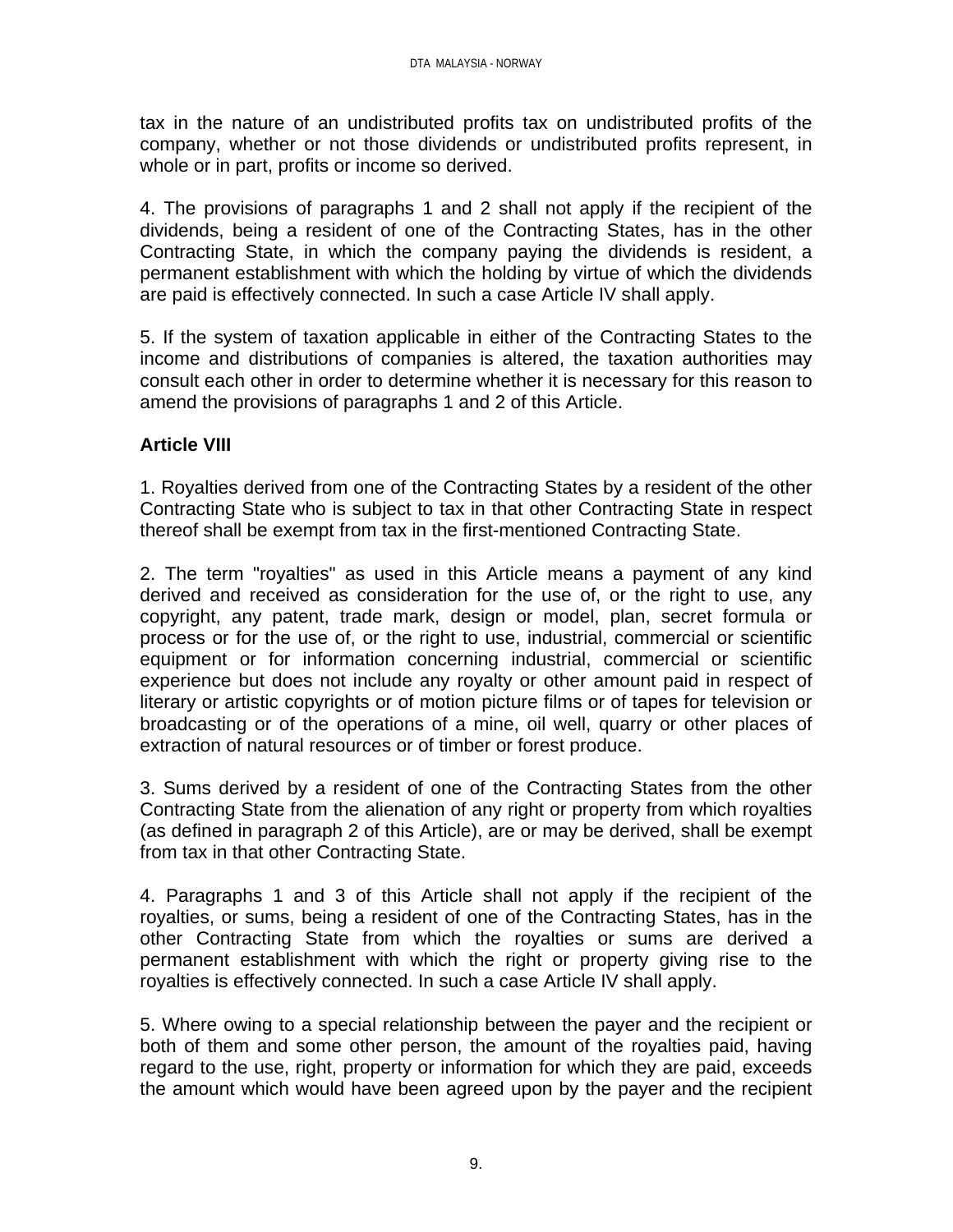tax in the nature of an undistributed profits tax on undistributed profits of the company, whether or not those dividends or undistributed profits represent, in whole or in part, profits or income so derived.

4. The provisions of paragraphs 1 and 2 shall not apply if the recipient of the dividends, being a resident of one of the Contracting States, has in the other Contracting State, in which the company paying the dividends is resident, a permanent establishment with which the holding by virtue of which the dividends are paid is effectively connected. In such a case Article IV shall apply.

5. If the system of taxation applicable in either of the Contracting States to the income and distributions of companies is altered, the taxation authorities may consult each other in order to determine whether it is necessary for this reason to amend the provisions of paragraphs 1 and 2 of this Article.

**Article VIII**

1. Royalties derived from one of the Contracting States by a resident of the other Contracting State who is subject to tax in that other Contracting State in respect thereof shall be exempt from tax in the first-mentioned Contracting State.

2. The term "royalties" as used in this Article means a payment of any kind derived and received as consideration for the use of, or the right to use, any copyright, any patent, trade mark, design or model, plan, secret formula or process or for the use of, or the right to use, industrial, commercial or scientific equipment or for information concerning industrial, commercial or scientific experience but does not include any royalty or other amount paid in respect of literary or artistic copyrights or of motion picture films or of tapes for television or broadcasting or of the operations of a mine, oil well, quarry or other places of extraction of natural resources or of timber or forest produce.

3. Sums derived by a resident of one of the Contracting States from the other Contracting State from the alienation of any right or property from which royalties (as defined in paragraph 2 of this Article), are or may be derived, shall be exempt from tax in that other Contracting State.

4. Paragraphs 1 and 3 of this Article shall not apply if the recipient of the royalties, or sums, being a resident of one of the Contracting States, has in the other Contracting State from which the royalties or sums are derived a permanent establishment with which the right or property giving rise to the royalties is effectively connected. In such a case Article IV shall apply.

5. Where owing to a special relationship between the payer and the recipient or both of them and some other person, the amount of the royalties paid, having regard to the use, right, property or information for which they are paid, exceeds the amount which would have been agreed upon by the payer and the recipient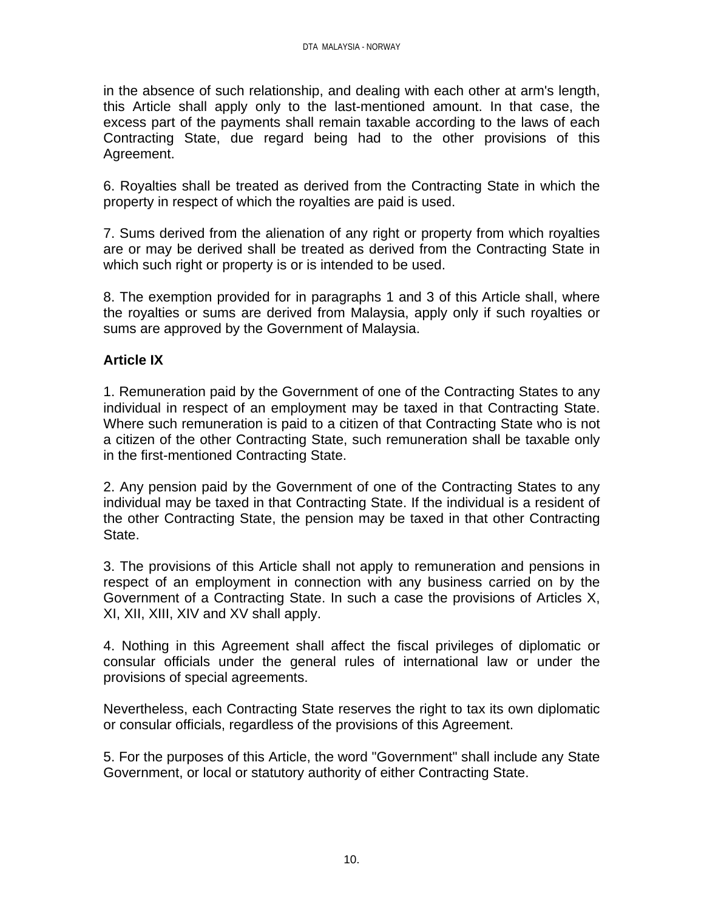in the absence of such relationship, and dealing with each other at arm's length, this Article shall apply only to the last-mentioned amount. In that case, the excess part of the payments shall remain taxable according to the laws of each Contracting State, due regard being had to the other provisions of this Agreement.

6. Royalties shall be treated as derived from the Contracting State in which the property in respect of which the royalties are paid is used.

7. Sums derived from the alienation of any right or property from which royalties are or may be derived shall be treated as derived from the Contracting State in which such right or property is or is intended to be used.

8. The exemption provided for in paragraphs 1 and 3 of this Article shall, where the royalties or sums are derived from Malaysia, apply only if such royalties or sums are approved by the Government of Malaysia.

**Article IX**

1. Remuneration paid by the Government of one of the Contracting States to any individual in respect of an employment may be taxed in that Contracting State. Where such remuneration is paid to a citizen of that Contracting State who is not a citizen of the other Contracting State, such remuneration shall be taxable only in the first-mentioned Contracting State.

2. Any pension paid by the Government of one of the Contracting States to any individual may be taxed in that Contracting State. If the individual is a resident of the other Contracting State, the pension may be taxed in that other Contracting State.

3. The provisions of this Article shall not apply to remuneration and pensions in respect of an employment in connection with any business carried on by the Government of a Contracting State. In such a case the provisions of Articles X, XI, XII, XIII, XIV and XV shall apply.

4. Nothing in this Agreement shall affect the fiscal privileges of diplomatic or consular officials under the general rules of international law or under the provisions of special agreements.

Nevertheless, each Contracting State reserves the right to tax its own diplomatic or consular officials, regardless of the provisions of this Agreement.

5. For the purposes of this Article, the word "Government" shall include any State Government, or local or statutory authority of either Contracting State.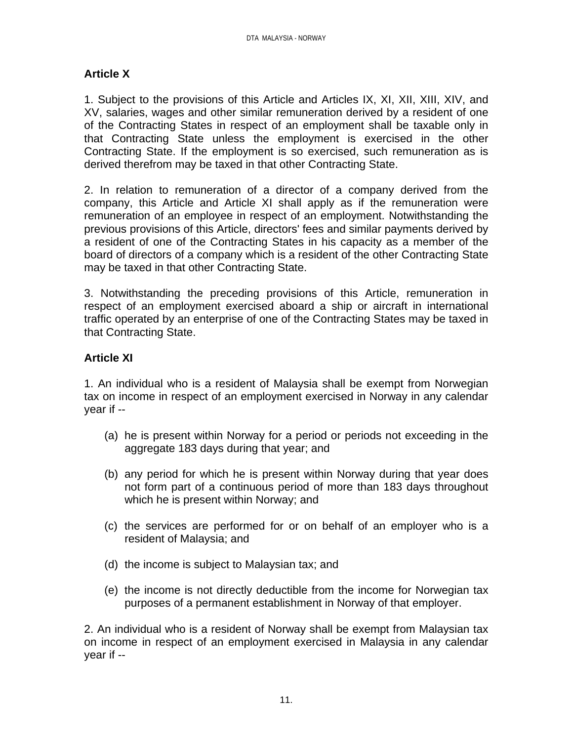## Article X

1. Subject to the provisions of this Article and Articles IX, XI, XII, XIII, XIV, and XV, salaries, wages and other similar remuneration derived by a resident of one of the Contracting States in respect of an employment shall be taxable only in that Contracting State unless the employment is exercised in the other Contracting State. If the employment is so exercised, such remuneration as is derived therefrom may be taxed in that other Contracting State.

2. In relation to remuneration of a director of a company derived from the company, this Article and Article XI shall apply as if the remuneration were remuneration of an employee in respect of an employment. Notwithstanding the previous provisions of this Article, directors' fees and similar payments derived by a resident of one of the Contracting States in his capacity as a member of the board of directors of a company which is a resident of the other Contracting State may be taxed in that other Contracting State.

3. Notwithstanding the preceding provisions of this Article, remuneration in respect of an employment exercised aboard a ship or aircraft in international traffic operated by an enterprise of one of the Contracting States may be taxed in that Contracting State.

## Article XI

1. An individual who is a resident of Malaysia shall be exempt from Norwegian tax on income in respect of an employment exercised in Norway in any calendar year if --

(a) he is present within Norway for a period or periods not exceeding in the aggregate 183 days during that year; and

(b) any period for which he is present within Norway during that year does not form part of a continuous period of more than 183 days throughout which he is present within Norway; and

(c) the services are performed for or on behalf of an employer who is a resident of Malaysia; and

(d) the income is subject to Malaysian tax; and

(e) the income is not directly deductible from the income for Norwegian tax purposes of a permanent establishment in Norway of that employer.

2. An individual who is a resident of Norway shall be exempt from Malaysian tax on income in respect of an employment exercised in Malaysia in any calendar year if --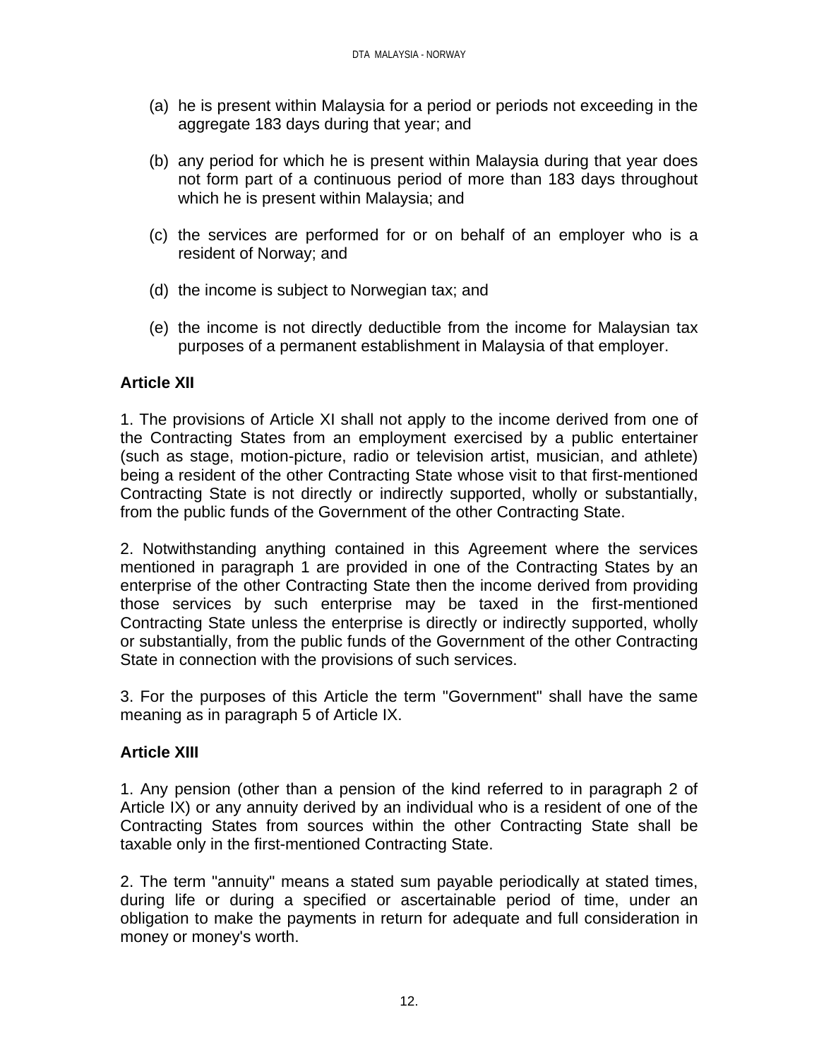(a) he is present within Malaysia for a period or periods not exceeding in the aggregate 183 days during that year; and

(b) any period for which he is present within Malaysia during that year does not form part of a continuous period of more than 183 days throughout which he is present within Malaysia; and

(c) the services are performed for or on behalf of an employer who is a resident of Norway; and

(d) the income is subject to Norwegian tax; and

(e) the income is not directly deductible from the income for Malaysian tax purposes of a permanent establishment in Malaysia of that employer.

**Article XII**

1. The provisions of Article XI shall not apply to the income derived from one of the Contracting States from an employment exercised by a public entertainer (such as stage, motion-picture, radio or television artist, musician, and athlete) being a resident of the other Contracting State whose visit to that first-mentioned Contracting State is not directly or indirectly supported, wholly or substantially, from the public funds of the Government of the other Contracting State.

2. Notwithstanding anything contained in this Agreement where the services mentioned in paragraph 1 are provided in one of the Contracting States by an enterprise of the other Contracting State then the income derived from providing those services by such enterprise may be taxed in the first-mentioned Contracting State unless the enterprise is directly or indirectly supported, wholly or substantially, from the public funds of the Government of the other Contracting State in connection with the provisions of such services.

3. For the purposes of this Article the term "Government" shall have the same meaning as in paragraph 5 of Article IX.

**Article XIII**

1. Any pension (other than a pension of the kind referred to in paragraph 2 of Article IX) or any annuity derived by an individual who is a resident of one of the Contracting States from sources within the other Contracting State shall be taxable only in the first-mentioned Contracting State.

2. The term "annuity" means a stated sum payable periodically at stated times, during life or during a specified or ascertainable period of time, under an obligation to make the payments in return for adequate and full consideration in money or money's worth.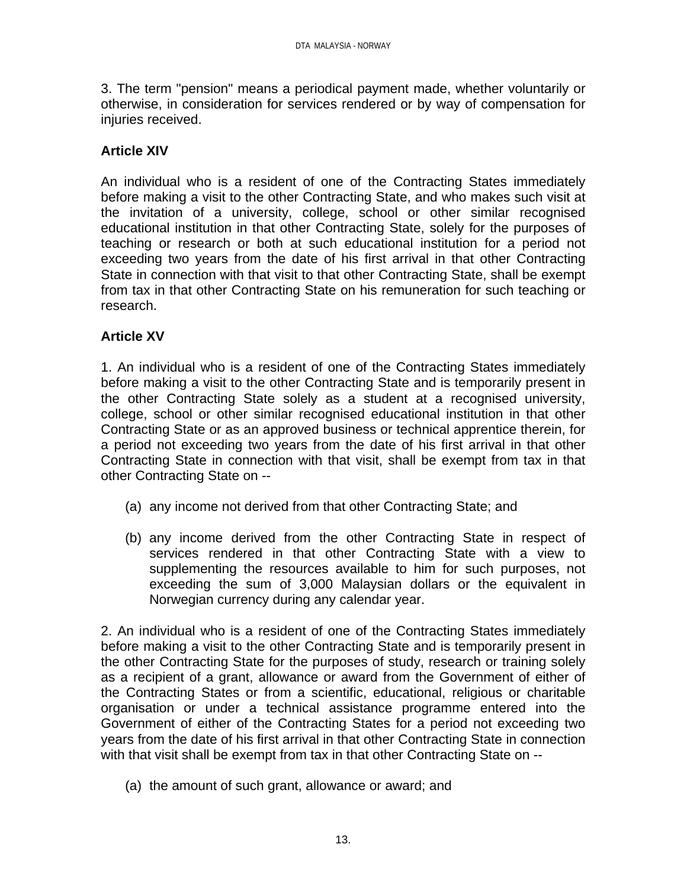3. The term "pension" means a periodical payment made, whether voluntarily or otherwise, in consideration for services rendered or by way of compensation for injuries received.

### Article XIV

An individual who is a resident of one of the Contracting States immediately before making a visit to the other Contracting State, and who makes such visit at the invitation of a university, college, school or other similar recognised educational institution in that other Contracting State, solely for the purposes of teaching or research or both at such educational institution for a period not exceeding two years from the date of his first arrival in that other Contracting State in connection with that visit to that other Contracting State, shall be exempt from tax in that other Contracting State on his remuneration for such teaching or research.

### Article XV

1. An individual who is a resident of one of the Contracting States immediately before making a visit to the other Contracting State and is temporarily present in the other Contracting State solely as a student at a recognised university, college, school or other similar recognised educational institution in that other Contracting State or as an approved business or technical apprentice therein, for a period not exceeding two years from the date of his first arrival in that other Contracting State in connection with that visit, shall be exempt from tax in that other Contracting State on --

   (a) any income not derived from that other Contracting State; and

   (b) any income derived from the other Contracting State in respect of services rendered in that other Contracting State with a view to supplementing the resources available to him for such purposes, not exceeding the sum of 3,000 Malaysian dollars or the equivalent in Norwegian currency during any calendar year.

2. An individual who is a resident of one of the Contracting States immediately before making a visit to the other Contracting State and is temporarily present in the other Contracting State for the purposes of study, research or training solely as a recipient of a grant, allowance or award from the Government of either of the Contracting States or from a scientific, educational, religious or charitable organisation or under a technical assistance programme entered into the Government of either of the Contracting States for a period not exceeding two years from the date of his first arrival in that other Contracting State in connection with that visit shall be exempt from tax in that other Contracting State on --

   (a) the amount of such grant, allowance or award; and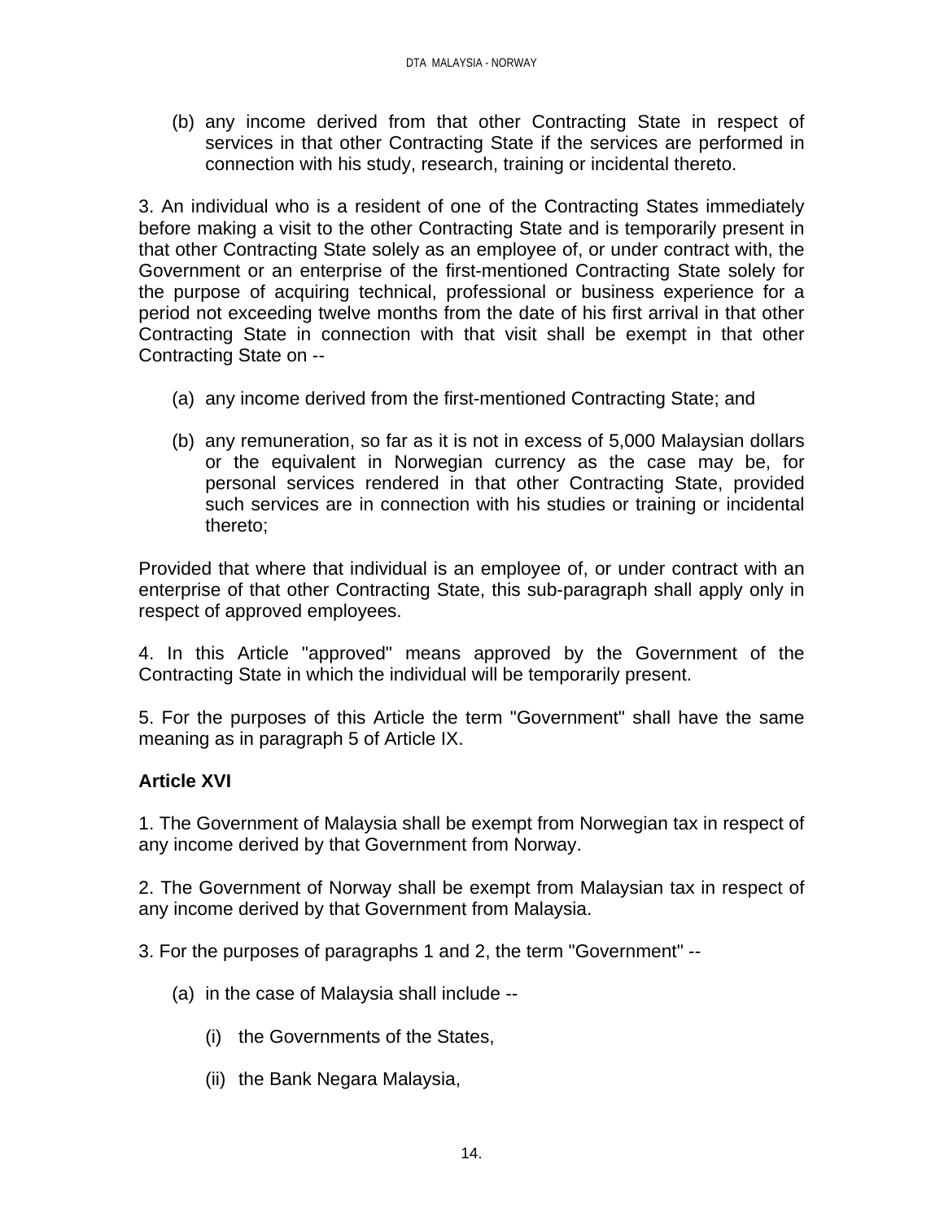(b) any income derived from that other Contracting State in respect of services in that other Contracting State if the services are performed in connection with his study, research, training or incidental thereto.

3. An individual who is a resident of one of the Contracting States immediately before making a visit to the other Contracting State and is temporarily present in that other Contracting State solely as an employee of, or under contract with, the Government or an enterprise of the first-mentioned Contracting State solely for the purpose of acquiring technical, professional or business experience for a period not exceeding twelve months from the date of his first arrival in that other Contracting State in connection with that visit shall be exempt in that other Contracting State on --

(a) any income derived from the first-mentioned Contracting State; and

(b) any remuneration, so far as it is not in excess of 5,000 Malaysian dollars or the equivalent in Norwegian currency as the case may be, for personal services rendered in that other Contracting State, provided such services are in connection with his studies or training or incidental thereto;

Provided that where that individual is an employee of, or under contract with an enterprise of that other Contracting State, this sub-paragraph shall apply only in respect of approved employees.

4. In this Article "approved" means approved by the Government of the Contracting State in which the individual will be temporarily present.

5. For the purposes of this Article the term "Government" shall have the same meaning as in paragraph 5 of Article IX.

**Article XVI**

1. The Government of Malaysia shall be exempt from Norwegian tax in respect of any income derived by that Government from Norway.

2. The Government of Norway shall be exempt from Malaysian tax in respect of any income derived by that Government from Malaysia.

3. For the purposes of paragraphs 1 and 2, the term "Government" --

(a) in the case of Malaysia shall include --

(i) the Governments of the States,

(ii) the Bank Negara Malaysia,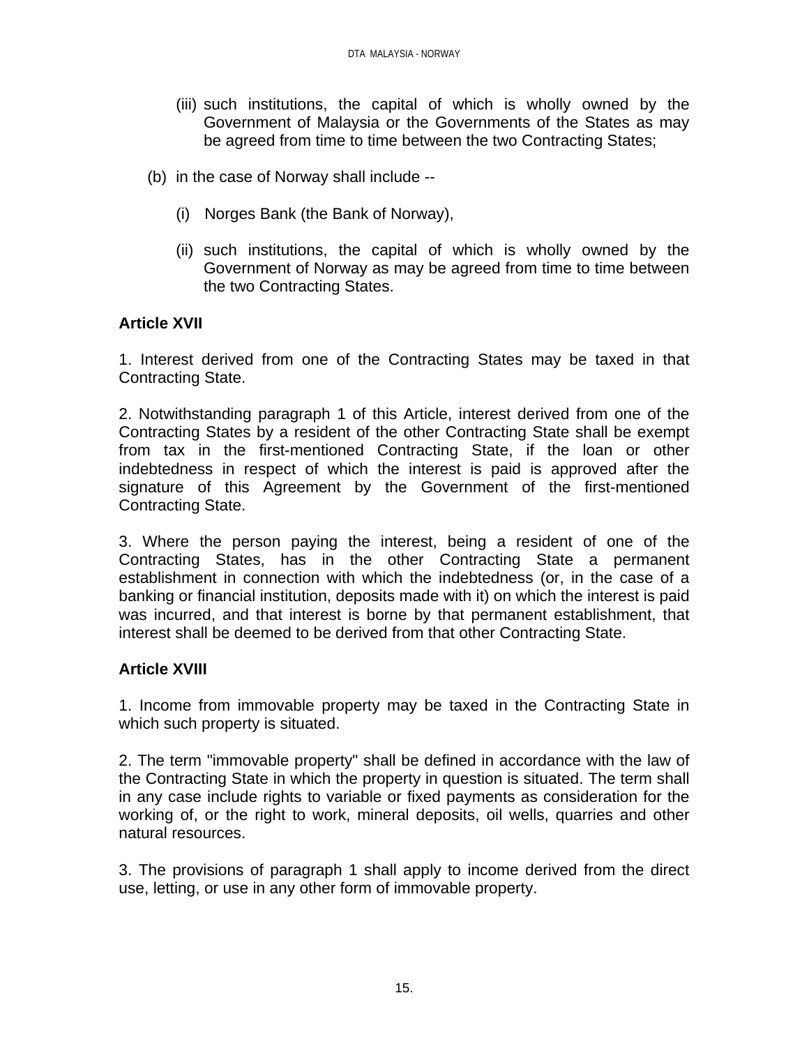(iii) such institutions, the capital of which is wholly owned by the Government of Malaysia or the Governments of the States as may be agreed from time to time between the two Contracting States;

(b) in the case of Norway shall include --

(i) Norges Bank (the Bank of Norway),

(ii) such institutions, the capital of which is wholly owned by the Government of Norway as may be agreed from time to time between the two Contracting States.

**Article XVII**

1. Interest derived from one of the Contracting States may be taxed in that Contracting State.

2. Notwithstanding paragraph 1 of this Article, interest derived from one of the Contracting States by a resident of the other Contracting State shall be exempt from tax in the first-mentioned Contracting State, if the loan or other indebtedness in respect of which the interest is paid is approved after the signature of this Agreement by the Government of the first-mentioned Contracting State.

3. Where the person paying the interest, being a resident of one of the Contracting States, has in the other Contracting State a permanent establishment in connection with which the indebtedness (or, in the case of a banking or financial institution, deposits made with it) on which the interest is paid was incurred, and that interest is borne by that permanent establishment, that interest shall be deemed to be derived from that other Contracting State.

**Article XVIII**

1. Income from immovable property may be taxed in the Contracting State in which such property is situated.

2. The term "immovable property" shall be defined in accordance with the law of the Contracting State in which the property in question is situated. The term shall in any case include rights to variable or fixed payments as consideration for the working of, or the right to work, mineral deposits, oil wells, quarries and other natural resources.

3. The provisions of paragraph 1 shall apply to income derived from the direct use, letting, or use in any other form of immovable property.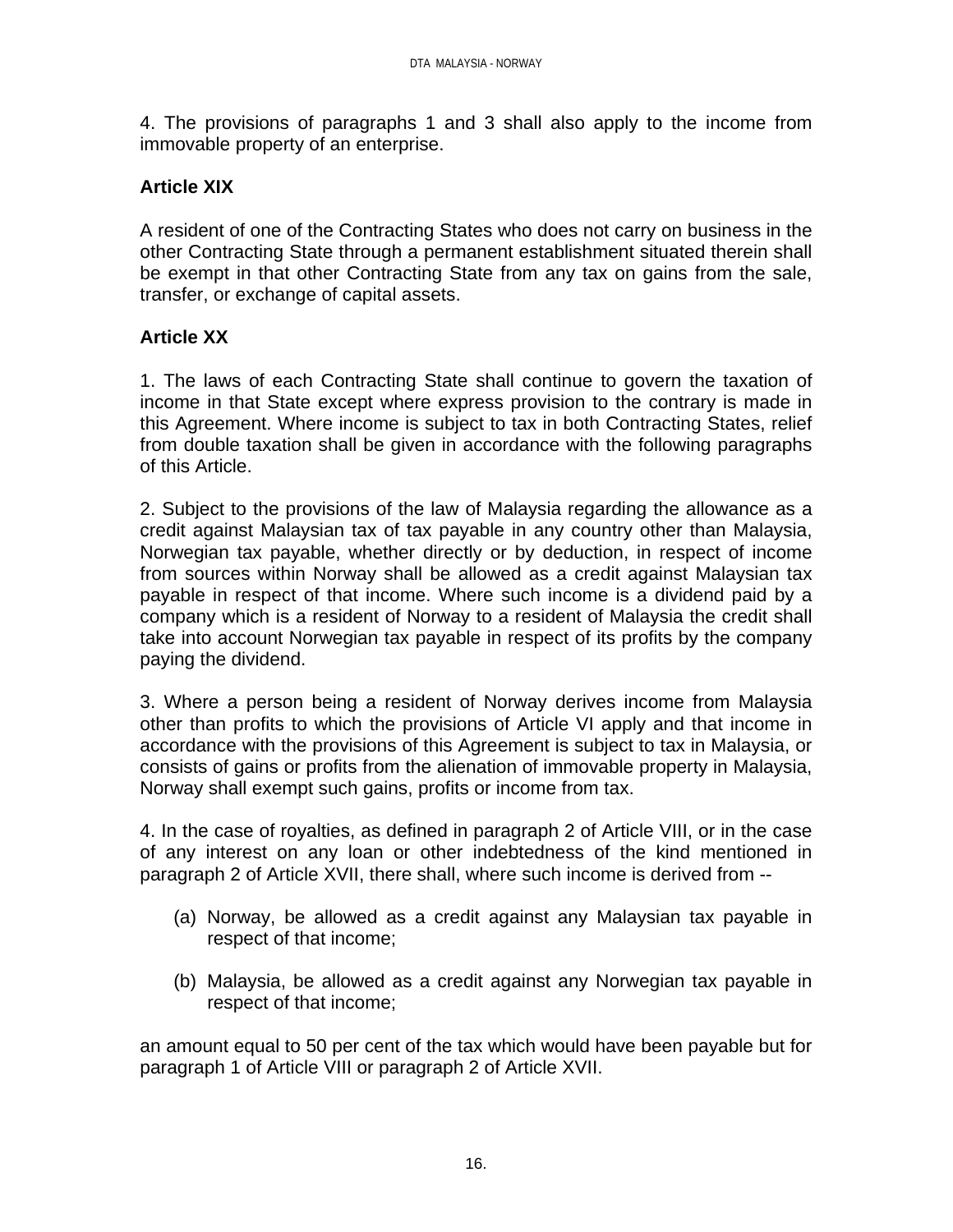4. The provisions of paragraphs 1 and 3 shall also apply to the income from immovable property of an enterprise.

**Article XIX**

A resident of one of the Contracting States who does not carry on business in the other Contracting State through a permanent establishment situated therein shall be exempt in that other Contracting State from any tax on gains from the sale, transfer, or exchange of capital assets.

**Article XX**

1. The laws of each Contracting State shall continue to govern the taxation of income in that State except where express provision to the contrary is made in this Agreement. Where income is subject to tax in both Contracting States, relief from double taxation shall be given in accordance with the following paragraphs of this Article.

2. Subject to the provisions of the law of Malaysia regarding the allowance as a credit against Malaysian tax of tax payable in any country other than Malaysia, Norwegian tax payable, whether directly or by deduction, in respect of income from sources within Norway shall be allowed as a credit against Malaysian tax payable in respect of that income. Where such income is a dividend paid by a company which is a resident of Norway to a resident of Malaysia the credit shall take into account Norwegian tax payable in respect of its profits by the company paying the dividend.

3. Where a person being a resident of Norway derives income from Malaysia other than profits to which the provisions of Article VI apply and that income in accordance with the provisions of this Agreement is subject to tax in Malaysia, or consists of gains or profits from the alienation of immovable property in Malaysia, Norway shall exempt such gains, profits or income from tax.

4. In the case of royalties, as defined in paragraph 2 of Article VIII, or in the case of any interest on any loan or other indebtedness of the kind mentioned in paragraph 2 of Article XVII, there shall, where such income is derived from --

(a) Norway, be allowed as a credit against any Malaysian tax payable in respect of that income;

(b) Malaysia, be allowed as a credit against any Norwegian tax payable in respect of that income;

an amount equal to 50 per cent of the tax which would have been payable but for paragraph 1 of Article VIII or paragraph 2 of Article XVII.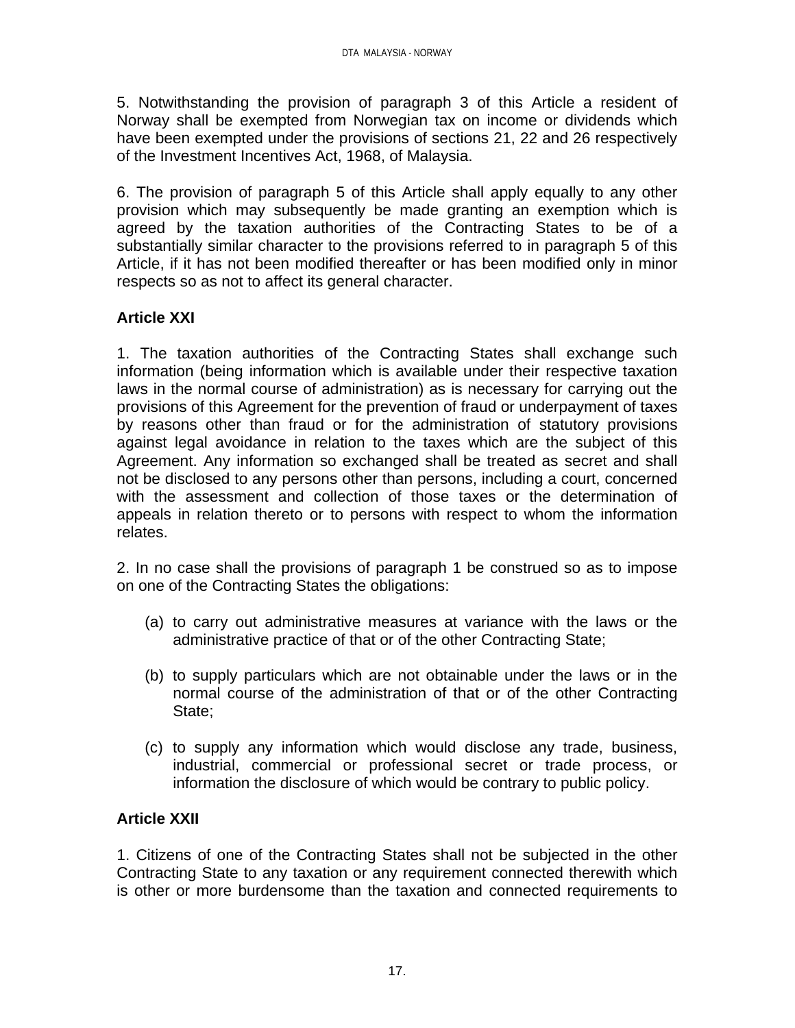5. Notwithstanding the provision of paragraph 3 of this Article a resident of Norway shall be exempted from Norwegian tax on income or dividends which have been exempted under the provisions of sections 21, 22 and 26 respectively of the Investment Incentives Act, 1968, of Malaysia.

6. The provision of paragraph 5 of this Article shall apply equally to any other provision which may subsequently be made granting an exemption which is agreed by the taxation authorities of the Contracting States to be of a substantially similar character to the provisions referred to in paragraph 5 of this Article, if it has not been modified thereafter or has been modified only in minor respects so as not to affect its general character.

**Article XXI**

1. The taxation authorities of the Contracting States shall exchange such information (being information which is available under their respective taxation laws in the normal course of administration) as is necessary for carrying out the provisions of this Agreement for the prevention of fraud or underpayment of taxes by reasons other than fraud or for the administration of statutory provisions against legal avoidance in relation to the taxes which are the subject of this Agreement. Any information so exchanged shall be treated as secret and shall not be disclosed to any persons other than persons, including a court, concerned with the assessment and collection of those taxes or the determination of appeals in relation thereto or to persons with respect to whom the information relates.

2. In no case shall the provisions of paragraph 1 be construed so as to impose on one of the Contracting States the obligations:

(a) to carry out administrative measures at variance with the laws or the administrative practice of that or of the other Contracting State;

(b) to supply particulars which are not obtainable under the laws or in the normal course of the administration of that or of the other Contracting State;

(c) to supply any information which would disclose any trade, business, industrial, commercial or professional secret or trade process, or information the disclosure of which would be contrary to public policy.

**Article XXII**

1. Citizens of one of the Contracting States shall not be subjected in the other Contracting State to any taxation or any requirement connected therewith which is other or more burdensome than the taxation and connected requirements to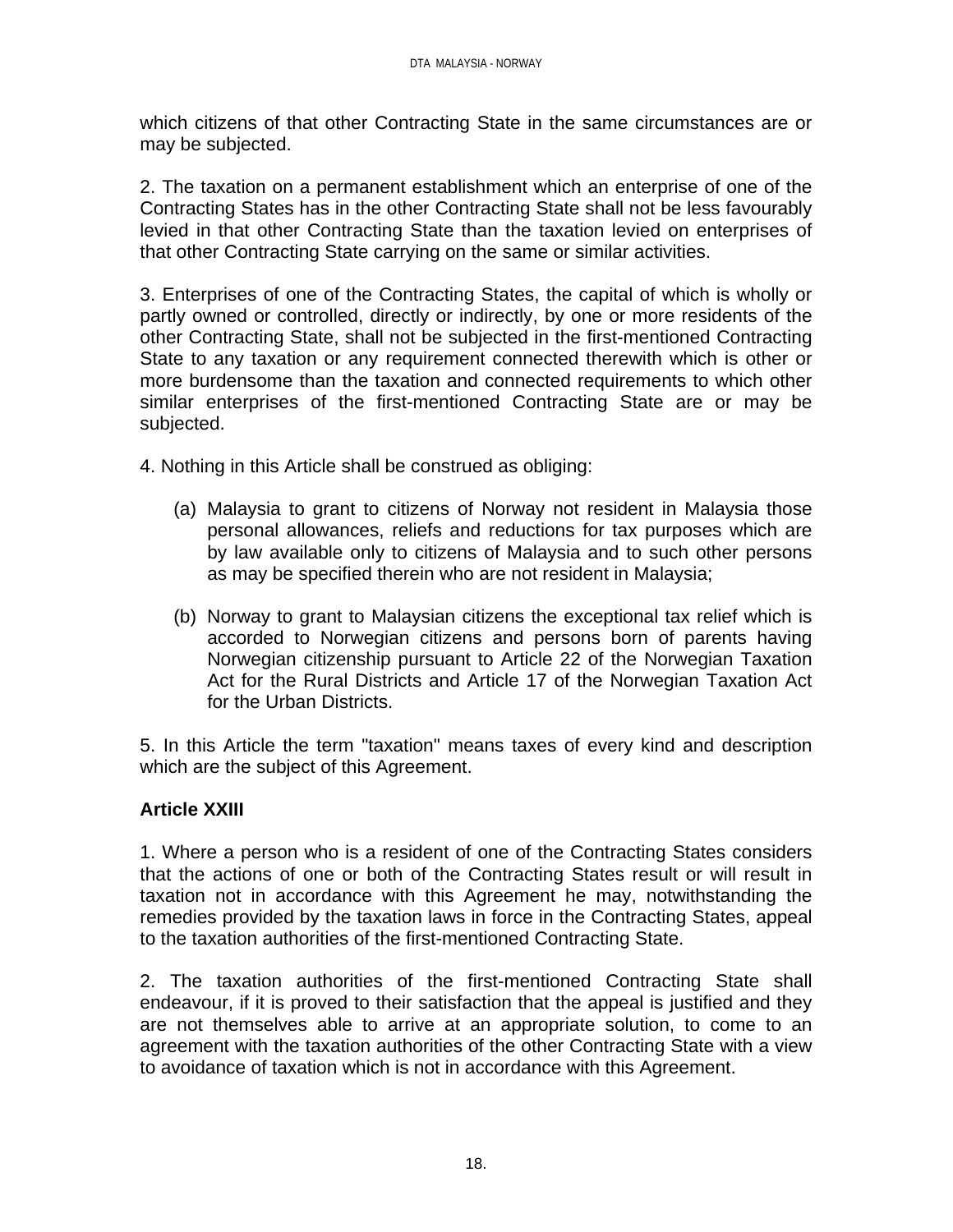which citizens of that other Contracting State in the same circumstances are or may be subjected.

2. The taxation on a permanent establishment which an enterprise of one of the Contracting States has in the other Contracting State shall not be less favourably levied in that other Contracting State than the taxation levied on enterprises of that other Contracting State carrying on the same or similar activities.

3. Enterprises of one of the Contracting States, the capital of which is wholly or partly owned or controlled, directly or indirectly, by one or more residents of the other Contracting State, shall not be subjected in the first-mentioned Contracting State to any taxation or any requirement connected therewith which is other or more burdensome than the taxation and connected requirements to which other similar enterprises of the first-mentioned Contracting State are or may be subjected.

4. Nothing in this Article shall be construed as obliging:

(a) Malaysia to grant to citizens of Norway not resident in Malaysia those personal allowances, reliefs and reductions for tax purposes which are by law available only to citizens of Malaysia and to such other persons as may be specified therein who are not resident in Malaysia;

(b) Norway to grant to Malaysian citizens the exceptional tax relief which is accorded to Norwegian citizens and persons born of parents having Norwegian citizenship pursuant to Article 22 of the Norwegian Taxation Act for the Rural Districts and Article 17 of the Norwegian Taxation Act for the Urban Districts.

5. In this Article the term "taxation" means taxes of every kind and description which are the subject of this Agreement.

**Article XXIII**

1. Where a person who is a resident of one of the Contracting States considers that the actions of one or both of the Contracting States result or will result in taxation not in accordance with this Agreement he may, notwithstanding the remedies provided by the taxation laws in force in the Contracting States, appeal to the taxation authorities of the first-mentioned Contracting State.

2. The taxation authorities of the first-mentioned Contracting State shall endeavour, if it is proved to their satisfaction that the appeal is justified and they are not themselves able to arrive at an appropriate solution, to come to an agreement with the taxation authorities of the other Contracting State with a view to avoidance of taxation which is not in accordance with this Agreement.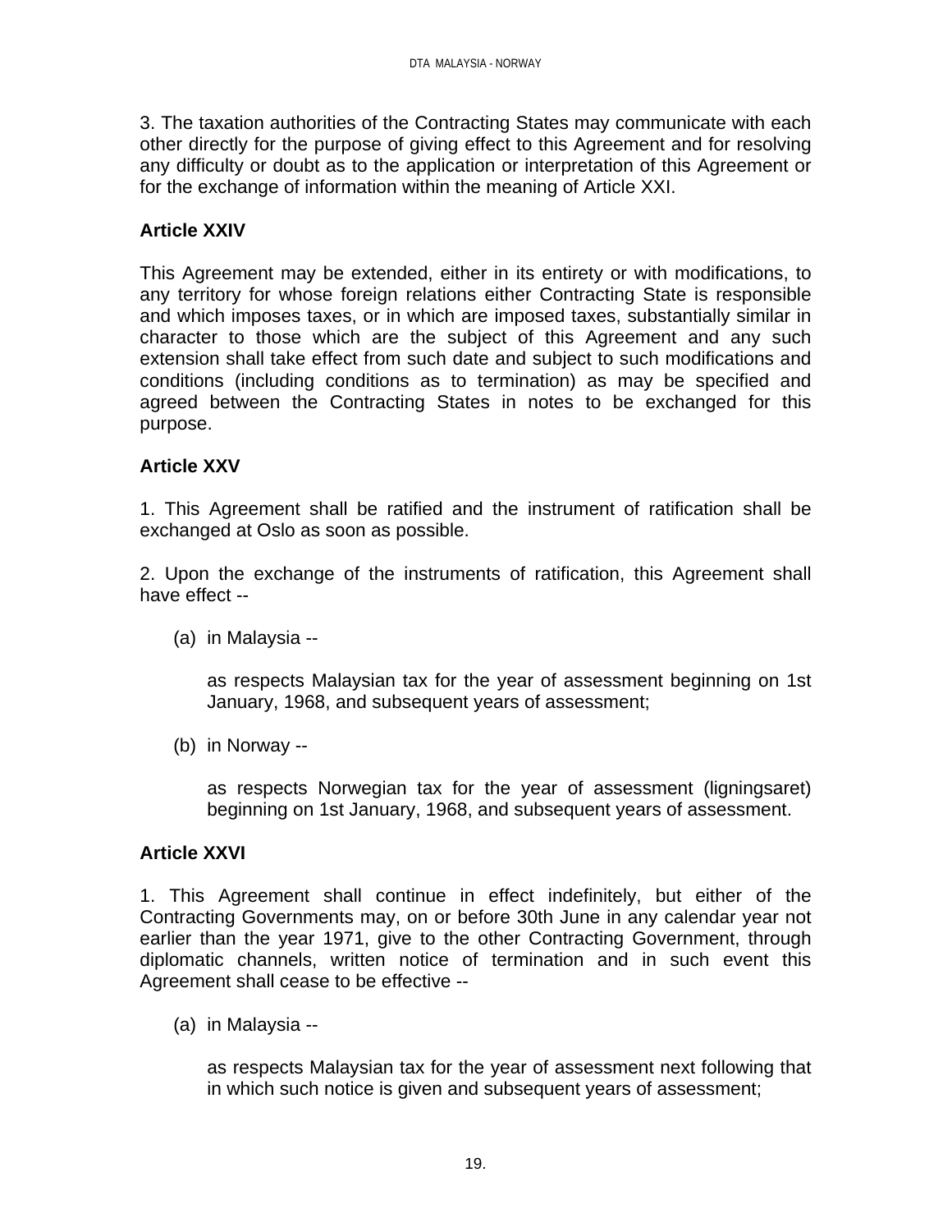3. The taxation authorities of the Contracting States may communicate with each other directly for the purpose of giving effect to this Agreement and for resolving any difficulty or doubt as to the application or interpretation of this Agreement or for the exchange of information within the meaning of Article XXI.

**Article XXIV**

This Agreement may be extended, either in its entirety or with modifications, to any territory for whose foreign relations either Contracting State is responsible and which imposes taxes, or in which are imposed taxes, substantially similar in character to those which are the subject of this Agreement and any such extension shall take effect from such date and subject to such modifications and conditions (including conditions as to termination) as may be specified and agreed between the Contracting States in notes to be exchanged for this purpose.

**Article XXV**

1. This Agreement shall be ratified and the instrument of ratification shall be exchanged at Oslo as soon as possible.

2. Upon the exchange of the instruments of ratification, this Agreement shall have effect --

(a) in Malaysia --

as respects Malaysian tax for the year of assessment beginning on 1st January, 1968, and subsequent years of assessment;

(b) in Norway --

as respects Norwegian tax for the year of assessment (ligningsaret) beginning on 1st January, 1968, and subsequent years of assessment.

**Article XXVI**

1. This Agreement shall continue in effect indefinitely, but either of the Contracting Governments may, on or before 30th June in any calendar year not earlier than the year 1971, give to the other Contracting Government, through diplomatic channels, written notice of termination and in such event this Agreement shall cease to be effective --

(a) in Malaysia --

as respects Malaysian tax for the year of assessment next following that in which such notice is given and subsequent years of assessment;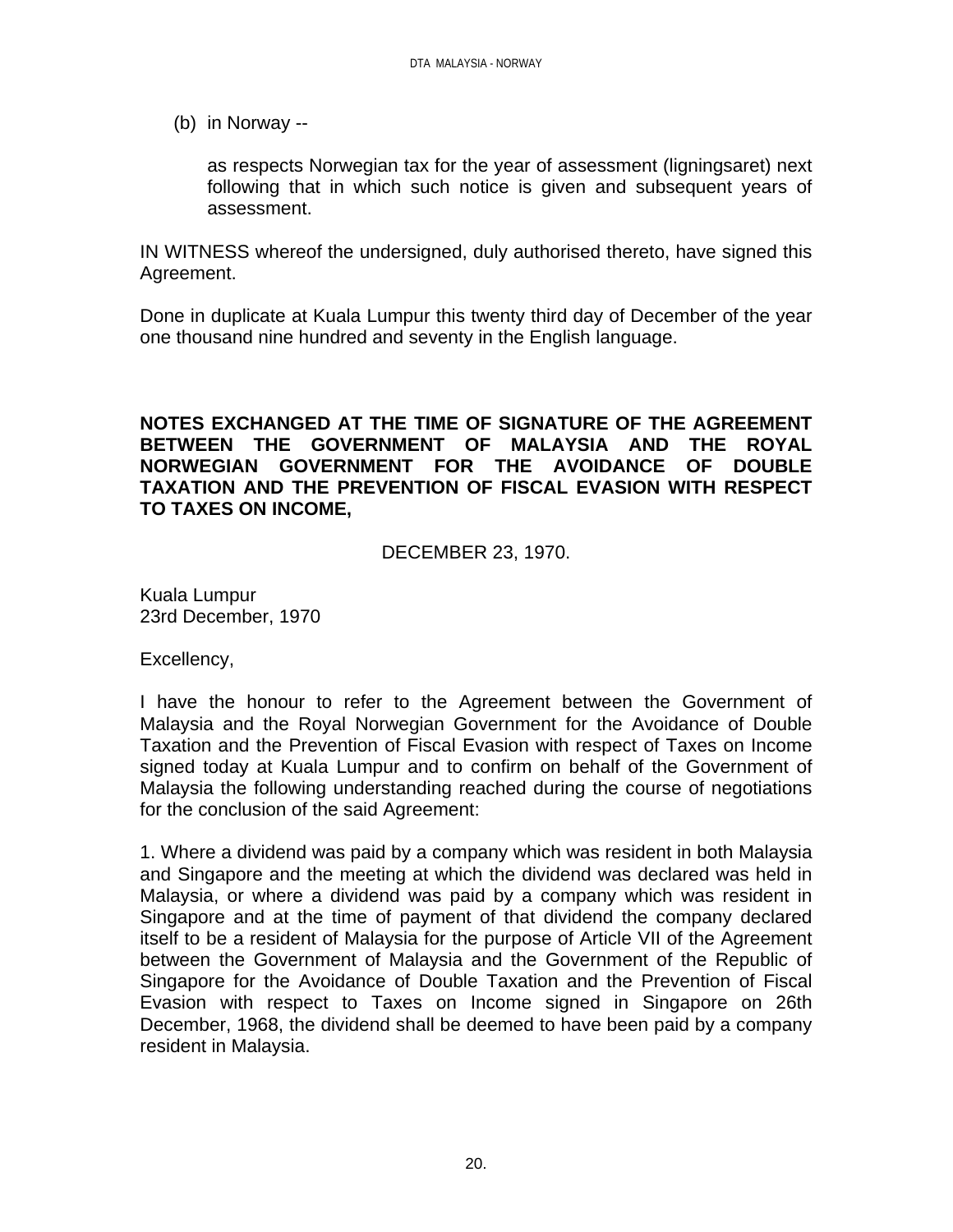(b) in Norway --

as respects Norwegian tax for the year of assessment (ligningsaret) next following that in which such notice is given and subsequent years of assessment.

IN WITNESS whereof the undersigned, duly authorised thereto, have signed this Agreement.

Done in duplicate at Kuala Lumpur this twenty third day of December of the year one thousand nine hundred and seventy in the English language.

**NOTES EXCHANGED AT THE TIME OF SIGNATURE OF THE AGREEMENT BETWEEN THE GOVERNMENT OF MALAYSIA AND THE ROYAL NORWEGIAN GOVERNMENT FOR THE AVOIDANCE OF DOUBLE TAXATION AND THE PREVENTION OF FISCAL EVASION WITH RESPECT TO TAXES ON INCOME,**

DECEMBER 23, 1970.

Kuala Lumpur
23rd December, 1970

Excellency,

I have the honour to refer to the Agreement between the Government of Malaysia and the Royal Norwegian Government for the Avoidance of Double Taxation and the Prevention of Fiscal Evasion with respect of Taxes on Income signed today at Kuala Lumpur and to confirm on behalf of the Government of Malaysia the following understanding reached during the course of negotiations for the conclusion of the said Agreement:

1. Where a dividend was paid by a company which was resident in both Malaysia and Singapore and the meeting at which the dividend was declared was held in Malaysia, or where a dividend was paid by a company which was resident in Singapore and at the time of payment of that dividend the company declared itself to be a resident of Malaysia for the purpose of Article VII of the Agreement between the Government of Malaysia and the Government of the Republic of Singapore for the Avoidance of Double Taxation and the Prevention of Fiscal Evasion with respect to Taxes on Income signed in Singapore on 26th December, 1968, the dividend shall be deemed to have been paid by a company resident in Malaysia.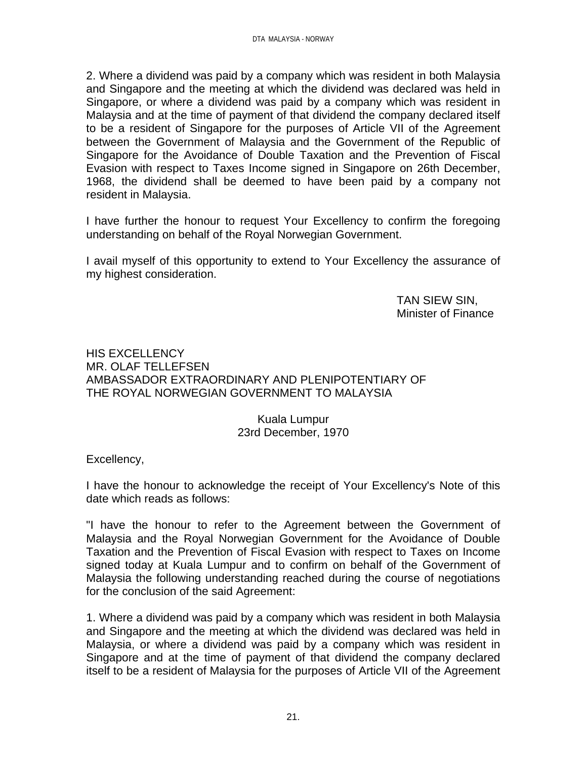2. Where a dividend was paid by a company which was resident in both Malaysia and Singapore and the meeting at which the dividend was declared was held in Singapore, or where a dividend was paid by a company which was resident in Malaysia and at the time of payment of that dividend the company declared itself to be a resident of Singapore for the purposes of Article VII of the Agreement between the Government of Malaysia and the Government of the Republic of Singapore for the Avoidance of Double Taxation and the Prevention of Fiscal Evasion with respect to Taxes Income signed in Singapore on 26th December, 1968, the dividend shall be deemed to have been paid by a company not resident in Malaysia.

I have further the honour to request Your Excellency to confirm the foregoing understanding on behalf of the Royal Norwegian Government.

I avail myself of this opportunity to extend to Your Excellency the assurance of my highest consideration.

TAN SIEW SIN,
Minister of Finance

HIS EXCELLENCY
MR. OLAF TELLEFSEN
AMBASSADOR EXTRAORDINARY AND PLENIPOTENTIARY OF THE ROYAL NORWEGIAN GOVERNMENT TO MALAYSIA

Kuala Lumpur
23rd December, 1970

Excellency,

I have the honour to acknowledge the receipt of Your Excellency's Note of this date which reads as follows:

"I have the honour to refer to the Agreement between the Government of Malaysia and the Royal Norwegian Government for the Avoidance of Double Taxation and the Prevention of Fiscal Evasion with respect to Taxes on Income signed today at Kuala Lumpur and to confirm on behalf of the Government of Malaysia the following understanding reached during the course of negotiations for the conclusion of the said Agreement:

1. Where a dividend was paid by a company which was resident in both Malaysia and Singapore and the meeting at which the dividend was declared was held in Malaysia, or where a dividend was paid by a company which was resident in Singapore and at the time of payment of that dividend the company declared itself to be a resident of Malaysia for the purposes of Article VII of the Agreement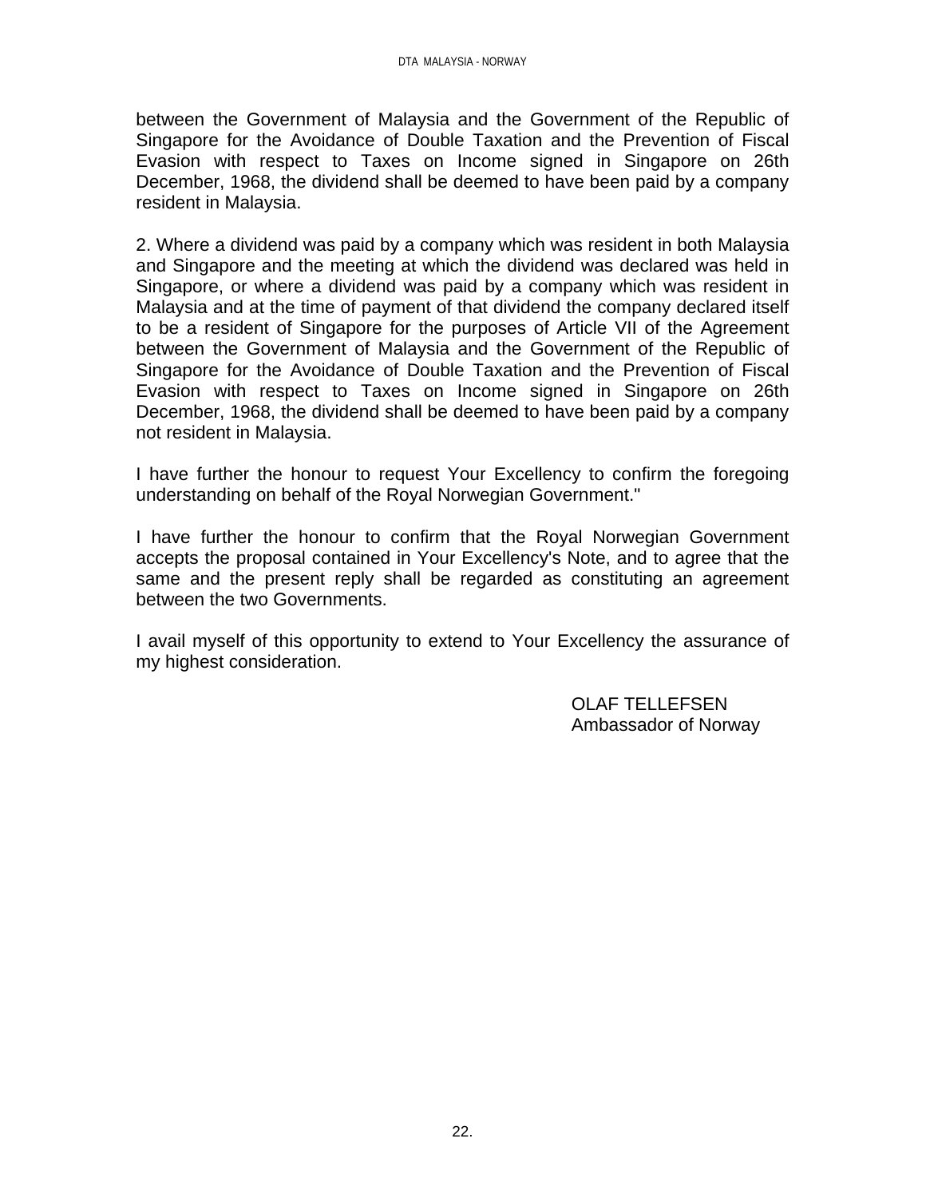between the Government of Malaysia and the Government of the Republic of Singapore for the Avoidance of Double Taxation and the Prevention of Fiscal Evasion with respect to Taxes on Income signed in Singapore on 26th December, 1968, the dividend shall be deemed to have been paid by a company resident in Malaysia.

2. Where a dividend was paid by a company which was resident in both Malaysia and Singapore and the meeting at which the dividend was declared was held in Singapore, or where a dividend was paid by a company which was resident in Malaysia and at the time of payment of that dividend the company declared itself to be a resident of Singapore for the purposes of Article VII of the Agreement between the Government of Malaysia and the Government of the Republic of Singapore for the Avoidance of Double Taxation and the Prevention of Fiscal Evasion with respect to Taxes on Income signed in Singapore on 26th December, 1968, the dividend shall be deemed to have been paid by a company not resident in Malaysia.

I have further the honour to request Your Excellency to confirm the foregoing understanding on behalf of the Royal Norwegian Government."

I have further the honour to confirm that the Royal Norwegian Government accepts the proposal contained in Your Excellency's Note, and to agree that the same and the present reply shall be regarded as constituting an agreement between the two Governments.

I avail myself of this opportunity to extend to Your Excellency the assurance of my highest consideration.

OLAF TELLEFSEN
Ambassador of Norway